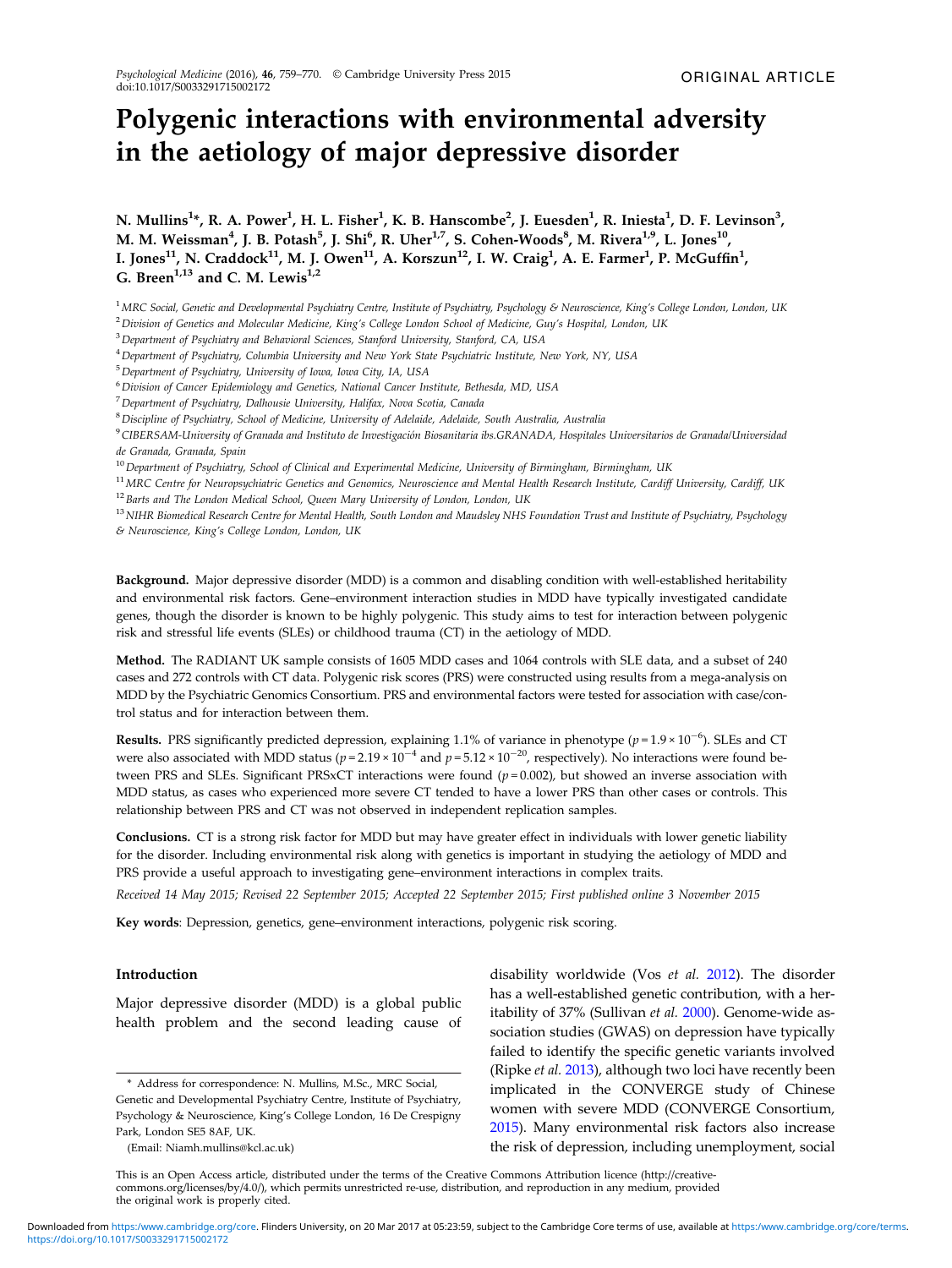ORIGINAL ARTICLE

# Polygenic interactions with environmental adversity in the aetiology of major depressive disorder

N. Mullins[1]*, R. A. Power[1], H. L. Fisher[1], K. B. Hanscombe[2], J. Euesden[1], R. Iniesta[1], D. F. Levinson[3], M. M. Weissman[4], J. B. Potash[5], J. Shi[6], R. Uher[1,7], S. Cohen-Woods[8], M. Rivera[1,9], L. Jones[10], I. Jones[11], N. Craddock[11], M. J. Owen[11], A. Korszun[12], I. W. Craig[1], A. E. Farmer[1], P. McGuffin[1], G. Breen[1,13] and C. M. Lewis[1,2]

[1] *MRC Social, Genetic and Developmental Psychiatry Centre, Institute of Psychiatry, Psychology & Neuroscience, King's College London, London, UK*
[2] *Division of Genetics and Molecular Medicine, King's College London School of Medicine, Guy's Hospital, London, UK*
[3] *Department of Psychiatry and Behavioral Sciences, Stanford University, Stanford, CA, USA*
[4] *Department of Psychiatry, Columbia University and New York State Psychiatric Institute, New York, NY, USA*
[5] *Department of Psychiatry, University of Iowa, Iowa City, IA, USA*
[6] *Division of Cancer Epidemiology and Genetics, National Cancer Institute, Bethesda, MD, USA*
[7] *Department of Psychiatry, Dalhousie University, Halifax, Nova Scotia, Canada*
[8] *Discipline of Psychiatry, School of Medicine, University of Adelaide, Adelaide, South Australia, Australia*
[9] *CIBERSAM-University of Granada and Instituto de Investigación Biosanitaria ibs.GRANADA, Hospitales Universitarios de Granada/Universidad de Granada, Granada, Spain*
[10] *Department of Psychiatry, School of Clinical and Experimental Medicine, University of Birmingham, Birmingham, UK*
[11] *MRC Centre for Neuropsychiatric Genetics and Genomics, Neuroscience and Mental Health Research Institute, Cardiff University, Cardiff, UK*
[12] *Barts and The London Medical School, Queen Mary University of London, London, UK*
[13] *NIHR Biomedical Research Centre for Mental Health, South London and Maudsley NHS Foundation Trust and Institute of Psychiatry, Psychology & Neuroscience, King's College London, London, UK*

**Background.** Major depressive disorder (MDD) is a common and disabling condition with well-established heritability and environmental risk factors. Gene–environment interaction studies in MDD have typically investigated candidate genes, though the disorder is known to be highly polygenic. This study aims to test for interaction between polygenic risk and stressful life events (SLEs) or childhood trauma (CT) in the aetiology of MDD.

**Method.** The RADIANT UK sample consists of 1605 MDD cases and 1064 controls with SLE data, and a subset of 240 cases and 272 controls with CT data. Polygenic risk scores (PRS) were constructed using results from a mega-analysis on MDD by the Psychiatric Genomics Consortium. PRS and environmental factors were tested for association with case/control status and for interaction between them.

**Results.** PRS significantly predicted depression, explaining 1.1% of variance in phenotype ($p = 1.9 \times 10^{-6}$). SLEs and CT were also associated with MDD status ($p = 2.19 \times 10^{-4}$ and $p = 5.12 \times 10^{-20}$, respectively). No interactions were found between PRS and SLEs. Significant PRSxCT interactions were found ($p = 0.002$), but showed an inverse association with MDD status, as cases who experienced more severe CT tended to have a lower PRS than other cases or controls. This relationship between PRS and CT was not observed in independent replication samples.

**Conclusions.** CT is a strong risk factor for MDD but may have greater effect in individuals with lower genetic liability for the disorder. Including environmental risk along with genetics is important in studying the aetiology of MDD and PRS provide a useful approach to investigating gene–environment interactions in complex traits.

*Received 14 May 2015; Revised 22 September 2015; Accepted 22 September 2015; First published online 3 November 2015*

**Key words**: Depression, genetics, gene–environment interactions, polygenic risk scoring.

## Introduction

Major depressive disorder (MDD) is a global public health problem and the second leading cause of disability worldwide (Vos *et al.* 2012). The disorder has a well-established genetic contribution, with a heritability of 37% (Sullivan *et al.* 2000). Genome-wide association studies (GWAS) on depression have typically failed to identify the specific genetic variants involved (Ripke *et al.* 2013), although two loci have recently been implicated in the CONVERGE study of Chinese women with severe MDD (CONVERGE Consortium, 2015). Many environmental risk factors also increase the risk of depression, including unemployment, social

\* Address for correspondence: N. Mullins, M.Sc., MRC Social, Genetic and Developmental Psychiatry Centre, Institute of Psychiatry, Psychology & Neuroscience, King's College London, 16 De Crespigny Park, London SE5 8AF, UK.

(Email: Niamh.mullins@kcl.ac.uk)

This is an Open Access article, distributed under the terms of the Creative Commons Attribution licence (http://creativecommons.org/licenses/by/4.0/), which permits unrestricted re-use, distribution, and reproduction in any medium, provided the original work is properly cited.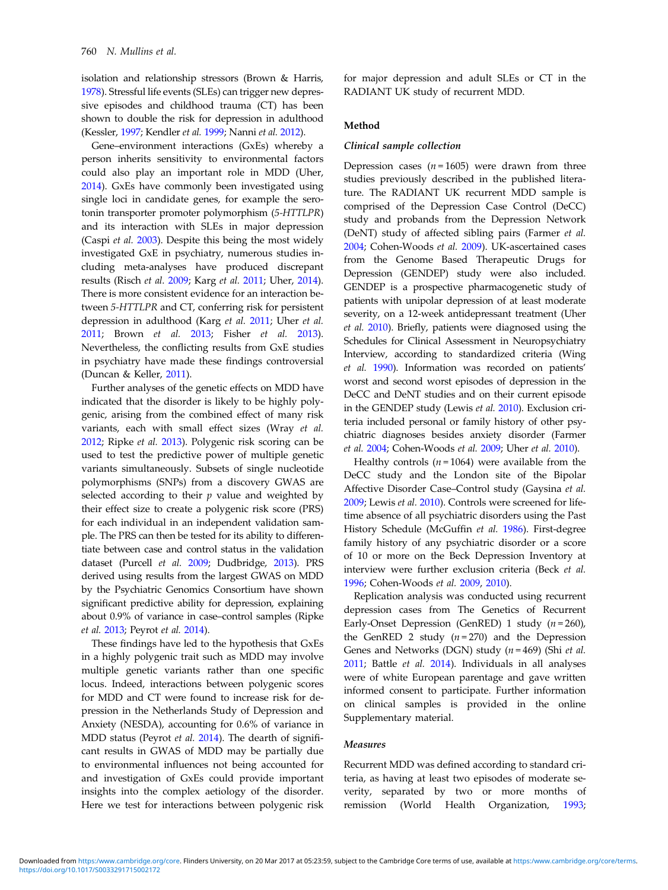isolation and relationship stressors (Brown & Harris, 1978). Stressful life events (SLEs) can trigger new depressive episodes and childhood trauma (CT) has been shown to double the risk for depression in adulthood (Kessler, 1997; Kendler *et al.* 1999; Nanni *et al.* 2012).

Gene–environment interactions (GxEs) whereby a person inherits sensitivity to environmental factors could also play an important role in MDD (Uher, 2014). GxEs have commonly been investigated using single loci in candidate genes, for example the serotonin transporter promoter polymorphism (*5-HTTLPR*) and its interaction with SLEs in major depression (Caspi *et al.* 2003). Despite this being the most widely investigated GxE in psychiatry, numerous studies including meta-analyses have produced discrepant results (Risch *et al.* 2009; Karg *et al.* 2011; Uher, 2014). There is more consistent evidence for an interaction between *5-HTTLPR* and CT, conferring risk for persistent depression in adulthood (Karg *et al.* 2011; Uher *et al.* 2011; Brown *et al.* 2013; Fisher *et al.* 2013). Nevertheless, the conflicting results from GxE studies in psychiatry have made these findings controversial (Duncan & Keller, 2011).

Further analyses of the genetic effects on MDD have indicated that the disorder is likely to be highly polygenic, arising from the combined effect of many risk variants, each with small effect sizes (Wray *et al.* 2012; Ripke *et al.* 2013). Polygenic risk scoring can be used to test the predictive power of multiple genetic variants simultaneously. Subsets of single nucleotide polymorphisms (SNPs) from a discovery GWAS are selected according to their $p$ value and weighted by their effect size to create a polygenic risk score (PRS) for each individual in an independent validation sample. The PRS can then be tested for its ability to differentiate between case and control status in the validation dataset (Purcell *et al.* 2009; Dudbridge, 2013). PRS derived using results from the largest GWAS on MDD by the Psychiatric Genomics Consortium have shown significant predictive ability for depression, explaining about 0.9% of variance in case–control samples (Ripke *et al.* 2013; Peyrot *et al.* 2014).

These findings have led to the hypothesis that GxEs in a highly polygenic trait such as MDD may involve multiple genetic variants rather than one specific locus. Indeed, interactions between polygenic scores for MDD and CT were found to increase risk for depression in the Netherlands Study of Depression and Anxiety (NESDA), accounting for 0.6% of variance in MDD status (Peyrot *et al.* 2014). The dearth of significant results in GWAS of MDD may be partially due to environmental influences not being accounted for and investigation of GxEs could provide important insights into the complex aetiology of the disorder. Here we test for interactions between polygenic risk for major depression and adult SLEs or CT in the RADIANT UK study of recurrent MDD.

## Method

### Clinical sample collection

Depression cases ($n = 1605$) were drawn from three studies previously described in the published literature. The RADIANT UK recurrent MDD sample is comprised of the Depression Case Control (DeCC) study and probands from the Depression Network (DeNT) study of affected sibling pairs (Farmer *et al.* 2004; Cohen-Woods *et al.* 2009). UK-ascertained cases from the Genome Based Therapeutic Drugs for Depression (GENDEP) study were also included. GENDEP is a prospective pharmacogenetic study of patients with unipolar depression of at least moderate severity, on a 12-week antidepressant treatment (Uher *et al.* 2010). Briefly, patients were diagnosed using the Schedules for Clinical Assessment in Neuropsychiatry Interview, according to standardized criteria (Wing *et al.* 1990). Information was recorded on patients' worst and second worst episodes of depression in the DeCC and DeNT studies and on their current episode in the GENDEP study (Lewis *et al.* 2010). Exclusion criteria included personal or family history of other psychiatric diagnoses besides anxiety disorder (Farmer *et al.* 2004; Cohen-Woods *et al.* 2009; Uher *et al.* 2010).

Healthy controls ($n = 1064$) were available from the DeCC study and the London site of the Bipolar Affective Disorder Case–Control study (Gaysina *et al.* 2009; Lewis *et al.* 2010). Controls were screened for lifetime absence of all psychiatric disorders using the Past History Schedule (McGuffin *et al.* 1986). First-degree family history of any psychiatric disorder or a score of 10 or more on the Beck Depression Inventory at interview were further exclusion criteria (Beck *et al.* 1996; Cohen-Woods *et al.* 2009, 2010).

Replication analysis was conducted using recurrent depression cases from The Genetics of Recurrent Early-Onset Depression (GenRED) 1 study ($n = 260$), the GenRED 2 study ($n = 270$) and the Depression Genes and Networks (DGN) study ($n = 469$) (Shi *et al.* 2011; Battle *et al.* 2014). Individuals in all analyses were of white European parentage and gave written informed consent to participate. Further information on clinical samples is provided in the online Supplementary material.

### Measures

Recurrent MDD was defined according to standard criteria, as having at least two episodes of moderate severity, separated by two or more months of remission (World Health Organization, 1993;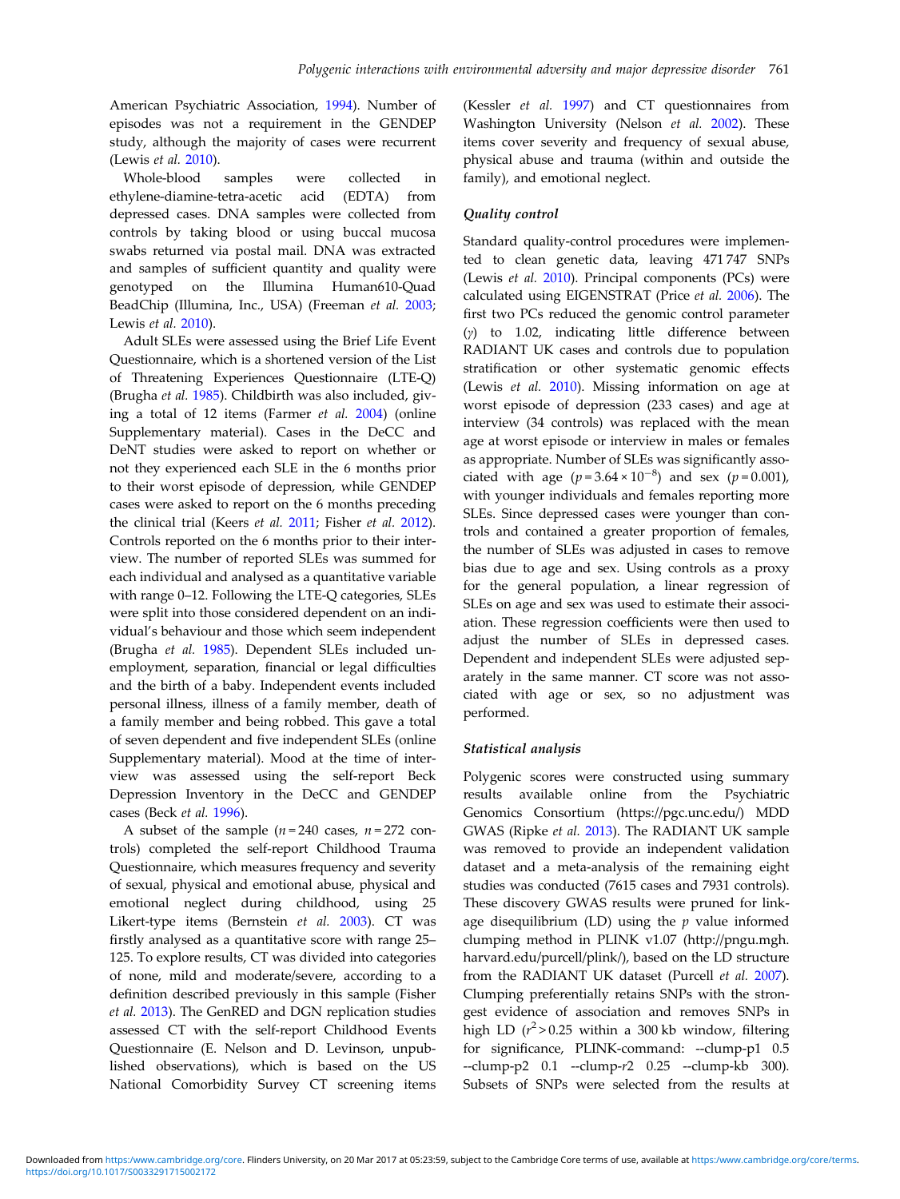American Psychiatric Association, 1994). Number of episodes was not a requirement in the GENDEP study, although the majority of cases were recurrent (Lewis *et al.* 2010).

Whole-blood samples were collected in ethylene-diamine-tetra-acetic acid (EDTA) from depressed cases. DNA samples were collected from controls by taking blood or using buccal mucosa swabs returned via postal mail. DNA was extracted and samples of sufficient quantity and quality were genotyped on the Illumina Human610-Quad BeadChip (Illumina, Inc., USA) (Freeman *et al.* 2003; Lewis *et al.* 2010).

Adult SLEs were assessed using the Brief Life Event Questionnaire, which is a shortened version of the List of Threatening Experiences Questionnaire (LTE-Q) (Brugha *et al.* 1985). Childbirth was also included, giving a total of 12 items (Farmer *et al.* 2004) (online Supplementary material). Cases in the DeCC and DeNT studies were asked to report on whether or not they experienced each SLE in the 6 months prior to their worst episode of depression, while GENDEP cases were asked to report on the 6 months preceding the clinical trial (Keers *et al.* 2011; Fisher *et al.* 2012). Controls reported on the 6 months prior to their interview. The number of reported SLEs was summed for each individual and analysed as a quantitative variable with range 0–12. Following the LTE-Q categories, SLEs were split into those considered dependent on an individual's behaviour and those which seem independent (Brugha *et al.* 1985). Dependent SLEs included unemployment, separation, financial or legal difficulties and the birth of a baby. Independent events included personal illness, illness of a family member, death of a family member and being robbed. This gave a total of seven dependent and five independent SLEs (online Supplementary material). Mood at the time of interview was assessed using the self-report Beck Depression Inventory in the DeCC and GENDEP cases (Beck *et al.* 1996).

A subset of the sample ($n = 240$ cases, $n = 272$ controls) completed the self-report Childhood Trauma Questionnaire, which measures frequency and severity of sexual, physical and emotional abuse, physical and emotional neglect during childhood, using 25 Likert-type items (Bernstein *et al.* 2003). CT was firstly analysed as a quantitative score with range 25–125. To explore results, CT was divided into categories of none, mild and moderate/severe, according to a definition described previously in this sample (Fisher *et al.* 2013). The GenRED and DGN replication studies assessed CT with the self-report Childhood Events Questionnaire (E. Nelson and D. Levinson, unpublished observations), which is based on the US National Comorbidity Survey CT screening items (Kessler *et al.* 1997) and CT questionnaires from Washington University (Nelson *et al.* 2002). These items cover severity and frequency of sexual abuse, physical abuse and trauma (within and outside the family), and emotional neglect.

### *Quality control*

Standard quality-control procedures were implemented to clean genetic data, leaving 471 747 SNPs (Lewis *et al.* 2010). Principal components (PCs) were calculated using EIGENSTRAT (Price *et al.* 2006). The first two PCs reduced the genomic control parameter ($\gamma$) to 1.02, indicating little difference between RADIANT UK cases and controls due to population stratification or other systematic genomic effects (Lewis *et al.* 2010). Missing information on age at worst episode of depression (233 cases) and age at interview (34 controls) was replaced with the mean age at worst episode or interview in males or females as appropriate. Number of SLEs was significantly associated with age ($p = 3.64 \times 10^{-8}$) and sex ($p = 0.001$), with younger individuals and females reporting more SLEs. Since depressed cases were younger than controls and contained a greater proportion of females, the number of SLEs was adjusted in cases to remove bias due to age and sex. Using controls as a proxy for the general population, a linear regression of SLEs on age and sex was used to estimate their association. These regression coefficients were then used to adjust the number of SLEs in depressed cases. Dependent and independent SLEs were adjusted separately in the same manner. CT score was not associated with age or sex, so no adjustment was performed.

### *Statistical analysis*

Polygenic scores were constructed using summary results available online from the Psychiatric Genomics Consortium (https://pgc.unc.edu/) MDD GWAS (Ripke *et al.* 2013). The RADIANT UK sample was removed to provide an independent validation dataset and a meta-analysis of the remaining eight studies was conducted (7615 cases and 7931 controls). These discovery GWAS results were pruned for linkage disequilibrium (LD) using the *p* value informed clumping method in PLINK v1.07 (http://pngu.mgh.harvard.edu/purcell/plink/), based on the LD structure from the RADIANT UK dataset (Purcell *et al.* 2007). Clumping preferentially retains SNPs with the strongest evidence of association and removes SNPs in high LD ($r^2 > 0.25$ within a 300 kb window, filtering for significance, PLINK-command: --clump-p1 0.5 --clump-p2 0.1 --clump-r2 0.25 --clump-kb 300). Subsets of SNPs were selected from the results at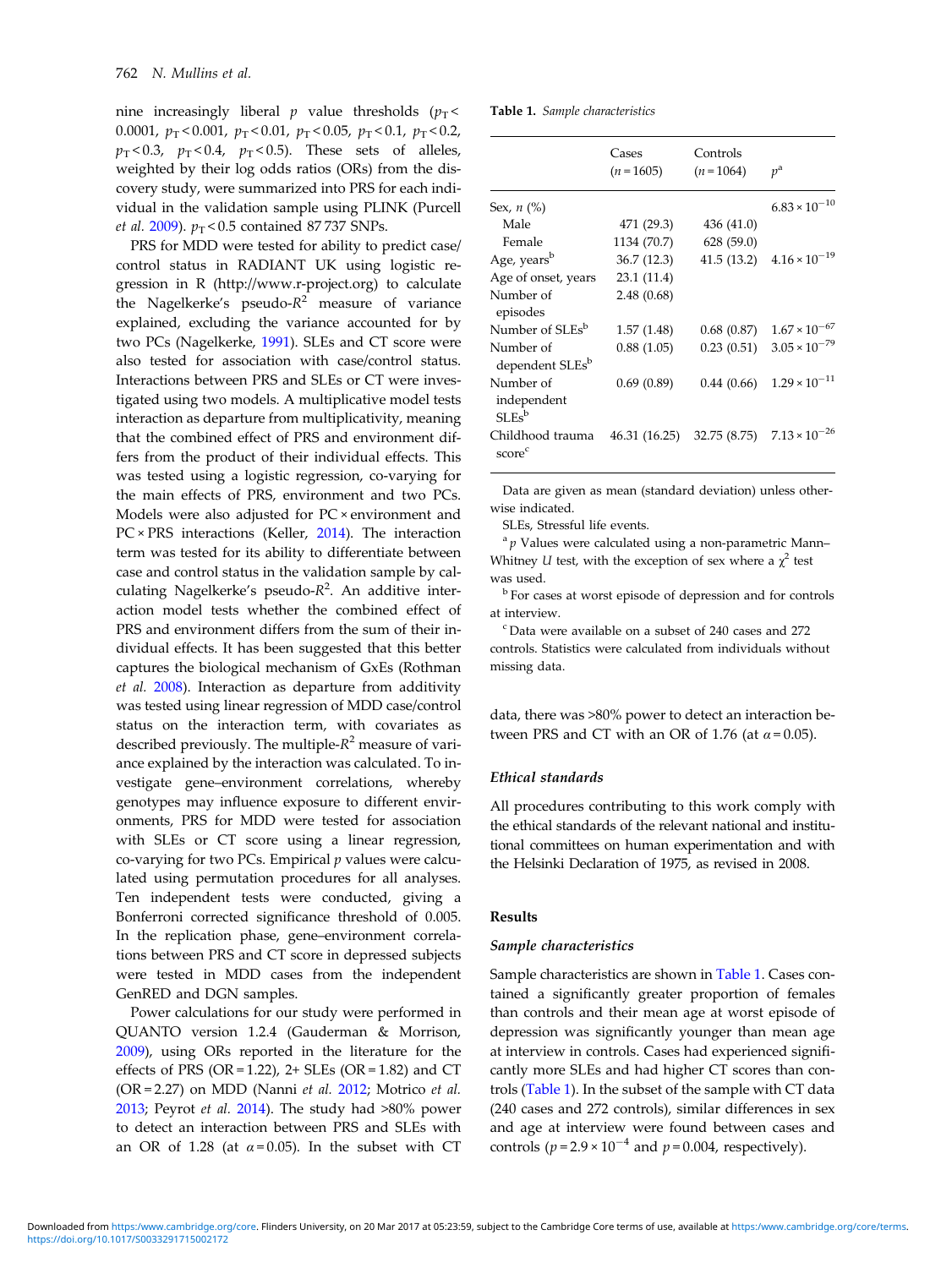nine increasingly liberal $p$ value thresholds ($p_T < 0.0001$, $p_T < 0.001$, $p_T < 0.01$, $p_T < 0.05$, $p_T < 0.1$, $p_T < 0.2$, $p_T < 0.3$, $p_T < 0.4$, $p_T < 0.5$). These sets of alleles, weighted by their log odds ratios (ORs) from the discovery study, were summarized into PRS for each individual in the validation sample using PLINK (Purcell *et al.* 2009). $p_T < 0.5$ contained 87 737 SNPs.

PRS for MDD were tested for ability to predict case/control status in RADIANT UK using logistic regression in R (http://www.r-project.org) to calculate the Nagelkerke's pseudo-$R^2$ measure of variance explained, excluding the variance accounted for by two PCs (Nagelkerke, 1991). SLEs and CT score were also tested for association with case/control status. Interactions between PRS and SLEs or CT were investigated using two models. A multiplicative model tests interaction as departure from multiplicativity, meaning that the combined effect of PRS and environment differs from the product of their individual effects. This was tested using a logistic regression, co-varying for the main effects of PRS, environment and two PCs. Models were also adjusted for PC × environment and PC × PRS interactions (Keller, 2014). The interaction term was tested for its ability to differentiate between case and control status in the validation sample by calculating Nagelkerke's pseudo-$R^2$. An additive interaction model tests whether the combined effect of PRS and environment differs from the sum of their individual effects. It has been suggested that this better captures the biological mechanism of GxEs (Rothman *et al.* 2008). Interaction as departure from additivity was tested using linear regression of MDD case/control status on the interaction term, with covariates as described previously. The multiple-$R^2$ measure of variance explained by the interaction was calculated. To investigate gene–environment correlations, whereby genotypes may influence exposure to different environments, PRS for MDD were tested for association with SLEs or CT score using a linear regression, co-varying for two PCs. Empirical $p$ values were calculated using permutation procedures for all analyses. Ten independent tests were conducted, giving a Bonferroni corrected significance threshold of 0.005. In the replication phase, gene–environment correlations between PRS and CT score in depressed subjects were tested in MDD cases from the independent GenRED and DGN samples.

Power calculations for our study were performed in QUANTO version 1.2.4 (Gauderman & Morrison, 2009), using ORs reported in the literature for the effects of PRS (OR = 1.22), 2+ SLEs (OR = 1.82) and CT (OR = 2.27) on MDD (Nanni *et al.* 2012; Motrico *et al.* 2013; Peyrot *et al.* 2014). The study had >80% power to detect an interaction between PRS and SLEs with an OR of 1.28 (at $\alpha = 0.05$). In the subset with CT data, there was >80% power to detect an interaction between PRS and CT with an OR of 1.76 (at $\alpha = 0.05$).

**Table 1.** *Sample characteristics*

| | Cases ($n$ = 1605) | Controls ($n$ = 1064) | $p$[a] |
|---|---|---|---|
| Sex, $n$ (%) | | | $6.83 \times 10^{-10}$ |
| Male | 471 (29.3) | 436 (41.0) | |
| Female | 1134 (70.7) | 628 (59.0) | |
| Age, years[b] | 36.7 (12.3) | 41.5 (13.2) | $4.16 \times 10^{-19}$ |
| Age of onset, years | 23.1 (11.4) | | |
| Number of episodes | 2.48 (0.68) | | |
| Number of SLEs[b] | 1.57 (1.48) | 0.68 (0.87) | $1.67 \times 10^{-67}$ |
| Number of dependent SLEs[b] | 0.88 (1.05) | 0.23 (0.51) | $3.05 \times 10^{-79}$ |
| Number of independent SLEs[b] | 0.69 (0.89) | 0.44 (0.66) | $1.29 \times 10^{-11}$ |
| Childhood trauma score[c] | 46.31 (16.25) | 32.75 (8.75) | $7.13 \times 10^{-26}$ |

Data are given as mean (standard deviation) unless otherwise indicated.

SLEs, Stressful life events.

[a] $p$ Values were calculated using a non-parametric Mann–Whitney $U$ test, with the exception of sex where a $\chi^2$ test was used.

[b] For cases at worst episode of depression and for controls at interview.

[c] Data were available on a subset of 240 cases and 272 controls. Statistics were calculated from individuals without missing data.

### *Ethical standards*

All procedures contributing to this work comply with the ethical standards of the relevant national and institutional committees on human experimentation and with the Helsinki Declaration of 1975, as revised in 2008.

## Results

### *Sample characteristics*

Sample characteristics are shown in Table 1. Cases contained a significantly greater proportion of females than controls and their mean age at worst episode of depression was significantly younger than mean age at interview in controls. Cases had experienced significantly more SLEs and had higher CT scores than controls (Table 1). In the subset of the sample with CT data (240 cases and 272 controls), similar differences in sex and age at interview were found between cases and controls ($p = 2.9 \times 10^{-4}$ and $p = 0.004$, respectively).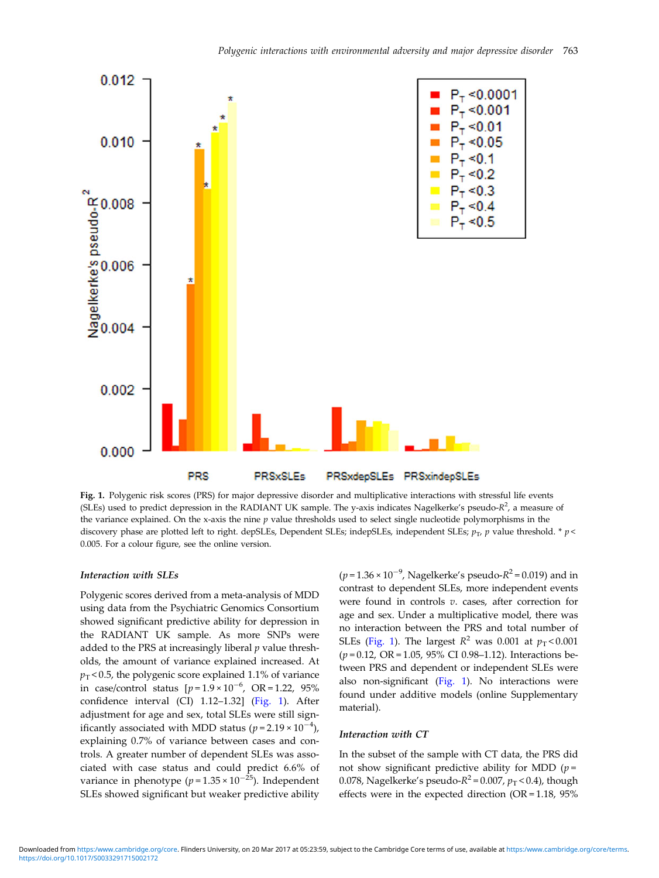**Fig. 1.** Polygenic risk scores (PRS) for major depressive disorder and multiplicative interactions with stressful life events (SLEs) used to predict depression in the RADIANT UK sample. The y-axis indicates Nagelkerke's pseudo-$R^2$, a measure of the variance explained. On the x-axis the nine $p$ value thresholds used to select single nucleotide polymorphisms in the discovery phase are plotted left to right. depSLEs, Dependent SLEs; indepSLEs, independent SLEs; $p_T$, $p$ value threshold. * $p <$ 0.005. For a colour figure, see the online version.

### *Interaction with SLEs*

Polygenic scores derived from a meta-analysis of MDD using data from the Psychiatric Genomics Consortium showed significant predictive ability for depression in the RADIANT UK sample. As more SNPs were added to the PRS at increasingly liberal $p$ value thresholds, the amount of variance explained increased. At $p_T < 0.5$, the polygenic score explained 1.1% of variance in case/control status [$p = 1.9 \times 10^{-6}$, OR = 1.22, 95% confidence interval (CI) 1.12–1.32] (Fig. 1). After adjustment for age and sex, total SLEs were still significantly associated with MDD status ($p = 2.19 \times 10^{-4}$), explaining 0.7% of variance between cases and controls. A greater number of dependent SLEs was associated with case status and could predict 6.6% of variance in phenotype ($p = 1.35 \times 10^{-25}$). Independent SLEs showed significant but weaker predictive ability ($p = 1.36 \times 10^{-9}$, Nagelkerke's pseudo-$R^2 = 0.019$) and in contrast to dependent SLEs, more independent events were found in controls *v.* cases, after correction for age and sex. Under a multiplicative model, there was no interaction between the PRS and total number of SLEs (Fig. 1). The largest $R^2$ was 0.001 at $p_T < 0.001$ ($p = 0.12$, OR = 1.05, 95% CI 0.98–1.12). Interactions between PRS and dependent or independent SLEs were also non-significant (Fig. 1). No interactions were found under additive models (online Supplementary material).

### *Interaction with CT*

In the subset of the sample with CT data, the PRS did not show significant predictive ability for MDD ($p =$ 0.078, Nagelkerke's pseudo-$R^2 = 0.007$, $p_T < 0.4$), though effects were in the expected direction (OR = 1.18, 95%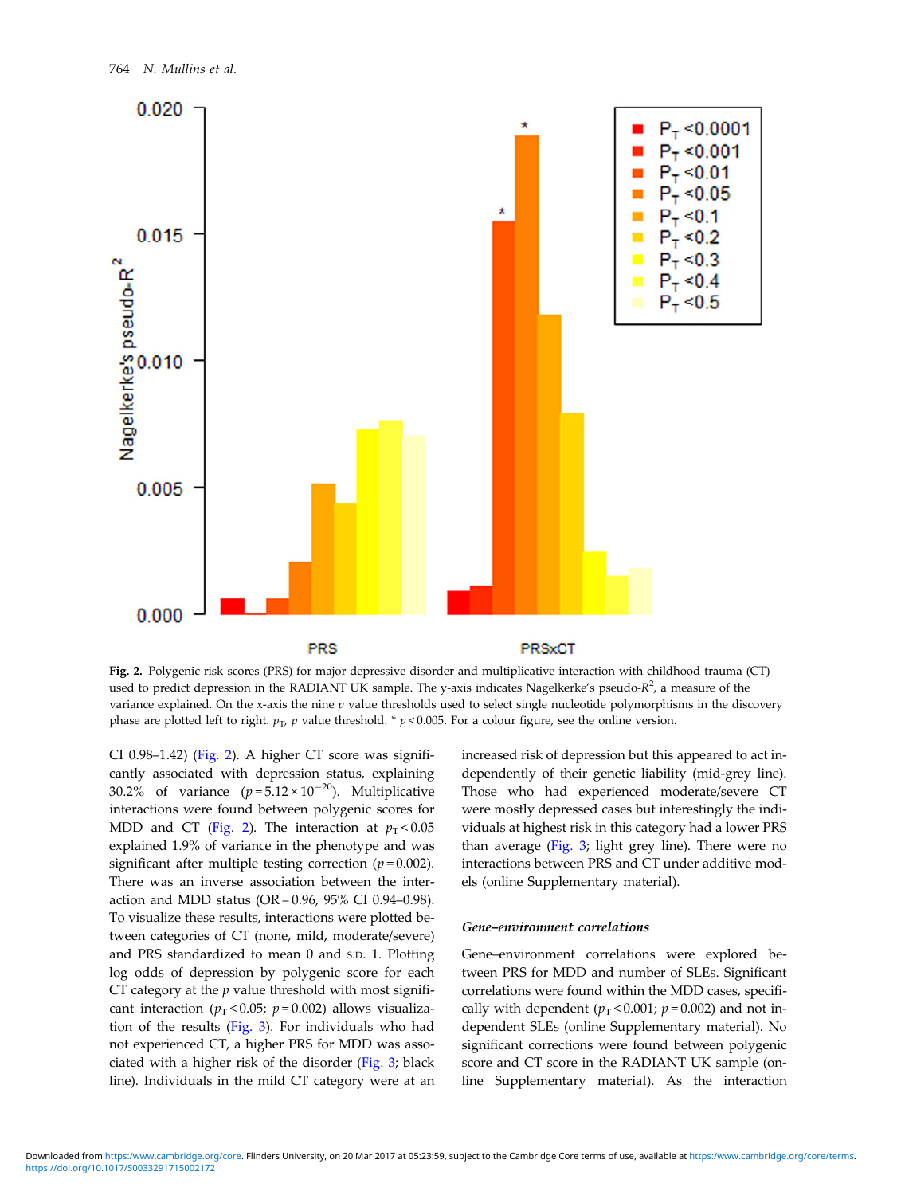**Fig. 2.** Polygenic risk scores (PRS) for major depressive disorder and multiplicative interaction with childhood trauma (CT) used to predict depression in the RADIANT UK sample. The y-axis indicates Nagelkerke's pseudo-$R^2$, a measure of the variance explained. On the x-axis the nine $p$ value thresholds used to select single nucleotide polymorphisms in the discovery phase are plotted left to right. $p_T$, $p$ value threshold. * $p < 0.005$. For a colour figure, see the online version.

CI 0.98–1.42) (Fig. 2). A higher CT score was significantly associated with depression status, explaining 30.2% of variance ($p = 5.12 \times 10^{-20}$). Multiplicative interactions were found between polygenic scores for MDD and CT (Fig. 2). The interaction at $p_T < 0.05$ explained 1.9% of variance in the phenotype and was significant after multiple testing correction ($p = 0.002$). There was an inverse association between the interaction and MDD status (OR = 0.96, 95% CI 0.94–0.98). To visualize these results, interactions were plotted between categories of CT (none, mild, moderate/severe) and PRS standardized to mean 0 and S.D. 1. Plotting log odds of depression by polygenic score for each CT category at the $p$ value threshold with most significant interaction ($p_T < 0.05$; $p = 0.002$) allows visualization of the results (Fig. 3). For individuals who had not experienced CT, a higher PRS for MDD was associated with a higher risk of the disorder (Fig. 3; black line). Individuals in the mild CT category were at an increased risk of depression but this appeared to act independently of their genetic liability (mid-grey line). Those who had experienced moderate/severe CT were mostly depressed cases but interestingly the individuals at highest risk in this category had a lower PRS than average (Fig. 3; light grey line). There were no interactions between PRS and CT under additive models (online Supplementary material).

### *Gene–environment correlations*

Gene–environment correlations were explored between PRS for MDD and number of SLEs. Significant correlations were found within the MDD cases, specifically with dependent ($p_T < 0.001$; $p = 0.002$) and not independent SLEs (online Supplementary material). No significant corrections were found between polygenic score and CT score in the RADIANT UK sample (online Supplementary material). As the interaction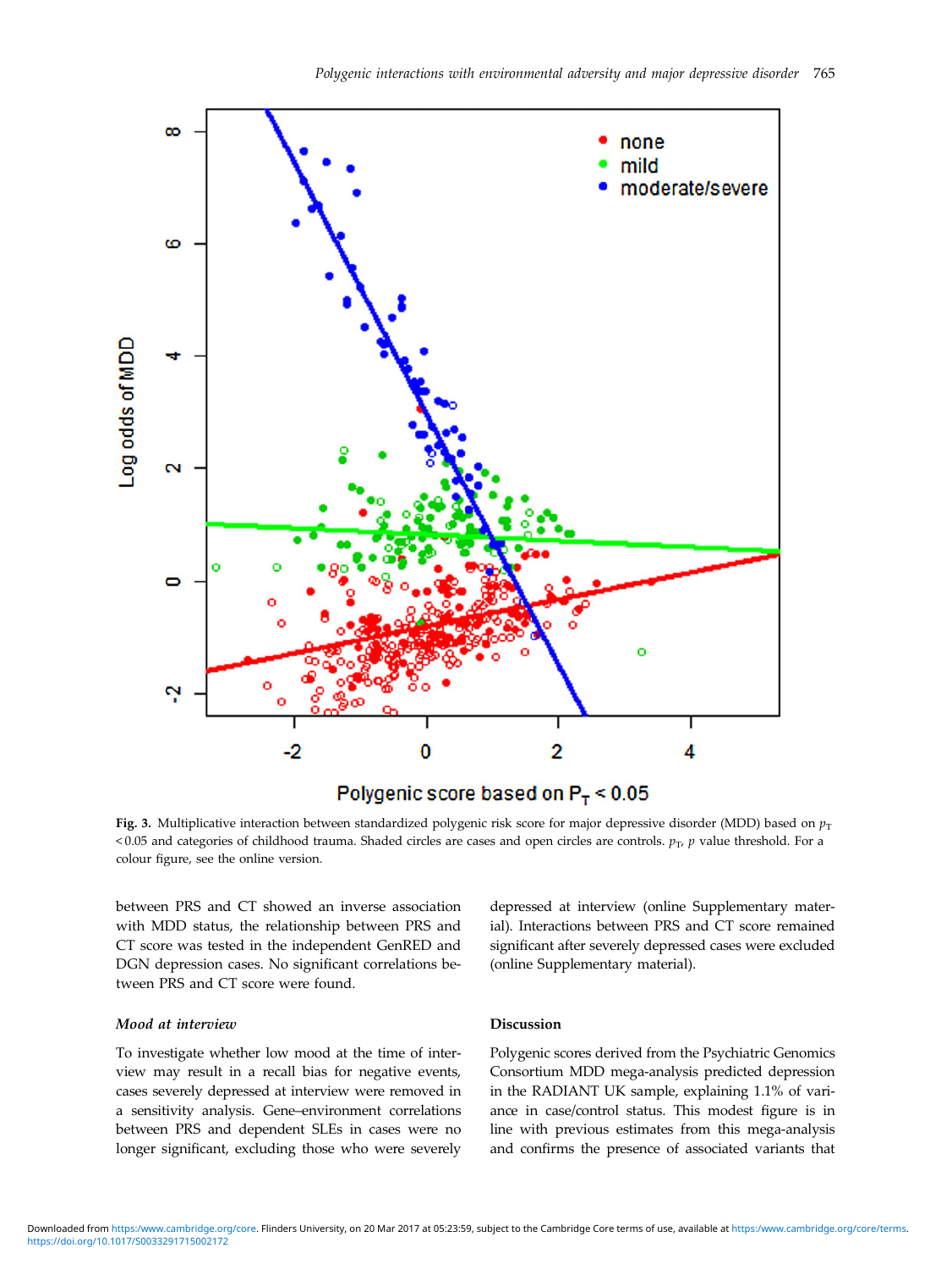**Fig. 3.** Multiplicative interaction between standardized polygenic risk score for major depressive disorder (MDD) based on $p_T$ < 0.05 and categories of childhood trauma. Shaded circles are cases and open circles are controls. $p_T$, $p$ value threshold. For a colour figure, see the online version.

between PRS and CT showed an inverse association with MDD status, the relationship between PRS and CT score was tested in the independent GenRED and DGN depression cases. No significant correlations between PRS and CT score were found.

### *Mood at interview*

To investigate whether low mood at the time of interview may result in a recall bias for negative events, cases severely depressed at interview were removed in a sensitivity analysis. Gene–environment correlations between PRS and dependent SLEs in cases were no longer significant, excluding those who were severely depressed at interview (online Supplementary material). Interactions between PRS and CT score remained significant after severely depressed cases were excluded (online Supplementary material).

## Discussion

Polygenic scores derived from the Psychiatric Genomics Consortium MDD mega-analysis predicted depression in the RADIANT UK sample, explaining 1.1% of variance in case/control status. This modest figure is in line with previous estimates from this mega-analysis and confirms the presence of associated variants that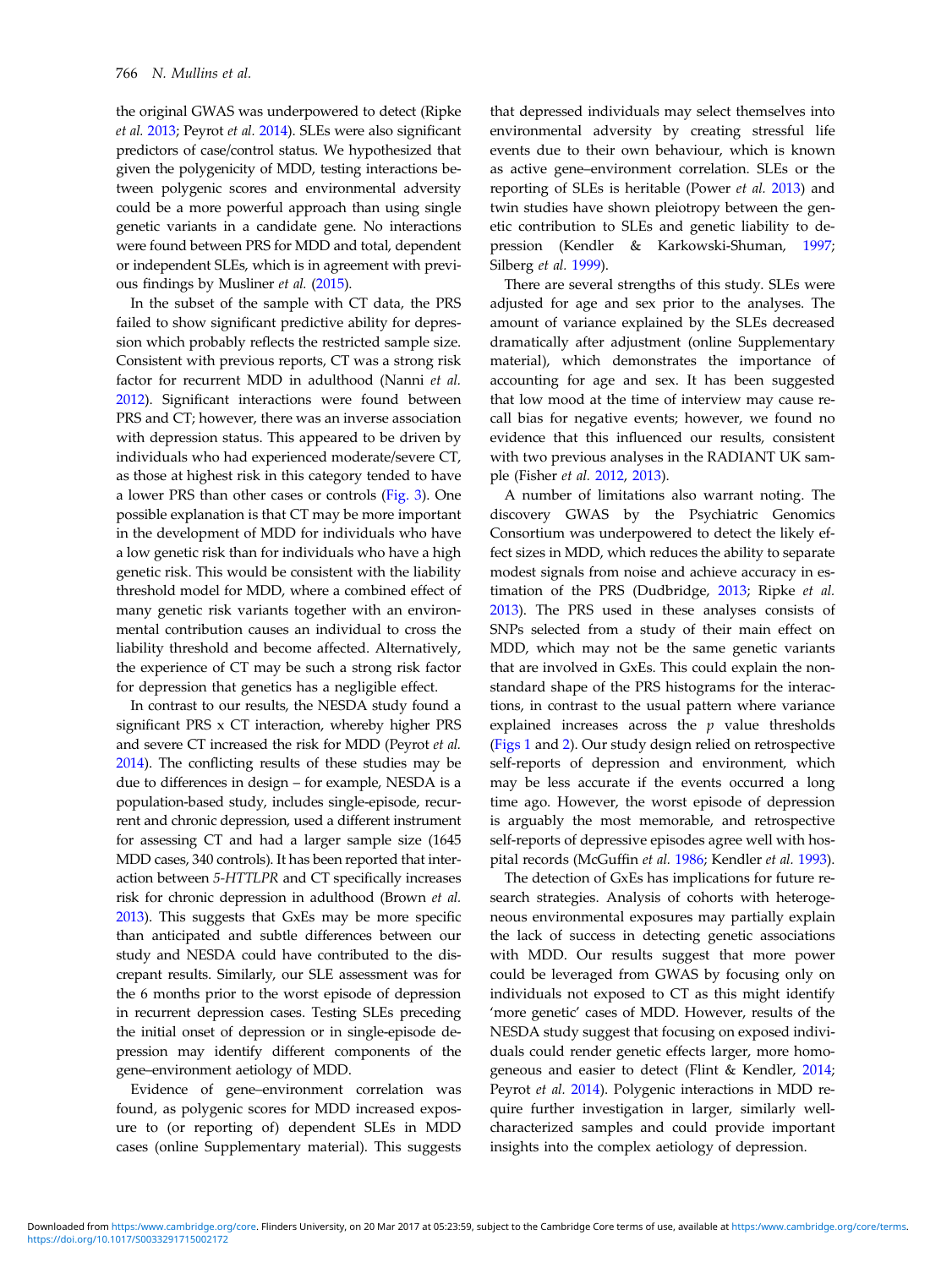the original GWAS was underpowered to detect (Ripke *et al.* 2013; Peyrot *et al.* 2014). SLEs were also significant predictors of case/control status. We hypothesized that given the polygenicity of MDD, testing interactions between polygenic scores and environmental adversity could be a more powerful approach than using single genetic variants in a candidate gene. No interactions were found between PRS for MDD and total, dependent or independent SLEs, which is in agreement with previous findings by Musliner *et al.* (2015).

In the subset of the sample with CT data, the PRS failed to show significant predictive ability for depression which probably reflects the restricted sample size. Consistent with previous reports, CT was a strong risk factor for recurrent MDD in adulthood (Nanni *et al.* 2012). Significant interactions were found between PRS and CT; however, there was an inverse association with depression status. This appeared to be driven by individuals who had experienced moderate/severe CT, as those at highest risk in this category tended to have a lower PRS than other cases or controls (Fig. 3). One possible explanation is that CT may be more important in the development of MDD for individuals who have a low genetic risk than for individuals who have a high genetic risk. This would be consistent with the liability threshold model for MDD, where a combined effect of many genetic risk variants together with an environmental contribution causes an individual to cross the liability threshold and become affected. Alternatively, the experience of CT may be such a strong risk factor for depression that genetics has a negligible effect.

In contrast to our results, the NESDA study found a significant PRS x CT interaction, whereby higher PRS and severe CT increased the risk for MDD (Peyrot *et al.* 2014). The conflicting results of these studies may be due to differences in design – for example, NESDA is a population-based study, includes single-episode, recurrent and chronic depression, used a different instrument for assessing CT and had a larger sample size (1645 MDD cases, 340 controls). It has been reported that interaction between *5-HTTLPR* and CT specifically increases risk for chronic depression in adulthood (Brown *et al.* 2013). This suggests that GxEs may be more specific than anticipated and subtle differences between our study and NESDA could have contributed to the discrepant results. Similarly, our SLE assessment was for the 6 months prior to the worst episode of depression in recurrent depression cases. Testing SLEs preceding the initial onset of depression or in single-episode depression may identify different components of the gene–environment aetiology of MDD.

Evidence of gene–environment correlation was found, as polygenic scores for MDD increased exposure to (or reporting of) dependent SLEs in MDD cases (online Supplementary material). This suggests that depressed individuals may select themselves into environmental adversity by creating stressful life events due to their own behaviour, which is known as active gene–environment correlation. SLEs or the reporting of SLEs is heritable (Power *et al.* 2013) and twin studies have shown pleiotropy between the genetic contribution to SLEs and genetic liability to depression (Kendler & Karkowski-Shuman, 1997; Silberg *et al.* 1999).

There are several strengths of this study. SLEs were adjusted for age and sex prior to the analyses. The amount of variance explained by the SLEs decreased dramatically after adjustment (online Supplementary material), which demonstrates the importance of accounting for age and sex. It has been suggested that low mood at the time of interview may cause recall bias for negative events; however, we found no evidence that this influenced our results, consistent with two previous analyses in the RADIANT UK sample (Fisher *et al.* 2012, 2013).

A number of limitations also warrant noting. The discovery GWAS by the Psychiatric Genomics Consortium was underpowered to detect the likely effect sizes in MDD, which reduces the ability to separate modest signals from noise and achieve accuracy in estimation of the PRS (Dudbridge, 2013; Ripke *et al.* 2013). The PRS used in these analyses consists of SNPs selected from a study of their main effect on MDD, which may not be the same genetic variants that are involved in GxEs. This could explain the non-standard shape of the PRS histograms for the interactions, in contrast to the usual pattern where variance explained increases across the $p$ value thresholds (Figs 1 and 2). Our study design relied on retrospective self-reports of depression and environment, which may be less accurate if the events occurred a long time ago. However, the worst episode of depression is arguably the most memorable, and retrospective self-reports of depressive episodes agree well with hospital records (McGuffin *et al.* 1986; Kendler *et al.* 1993).

The detection of GxEs has implications for future research strategies. Analysis of cohorts with heterogeneous environmental exposures may partially explain the lack of success in detecting genetic associations with MDD. Our results suggest that more power could be leveraged from GWAS by focusing only on individuals not exposed to CT as this might identify 'more genetic' cases of MDD. However, results of the NESDA study suggest that focusing on exposed individuals could render genetic effects larger, more homogeneous and easier to detect (Flint & Kendler, 2014; Peyrot *et al.* 2014). Polygenic interactions in MDD require further investigation in larger, similarly well-characterized samples and could provide important insights into the complex aetiology of depression.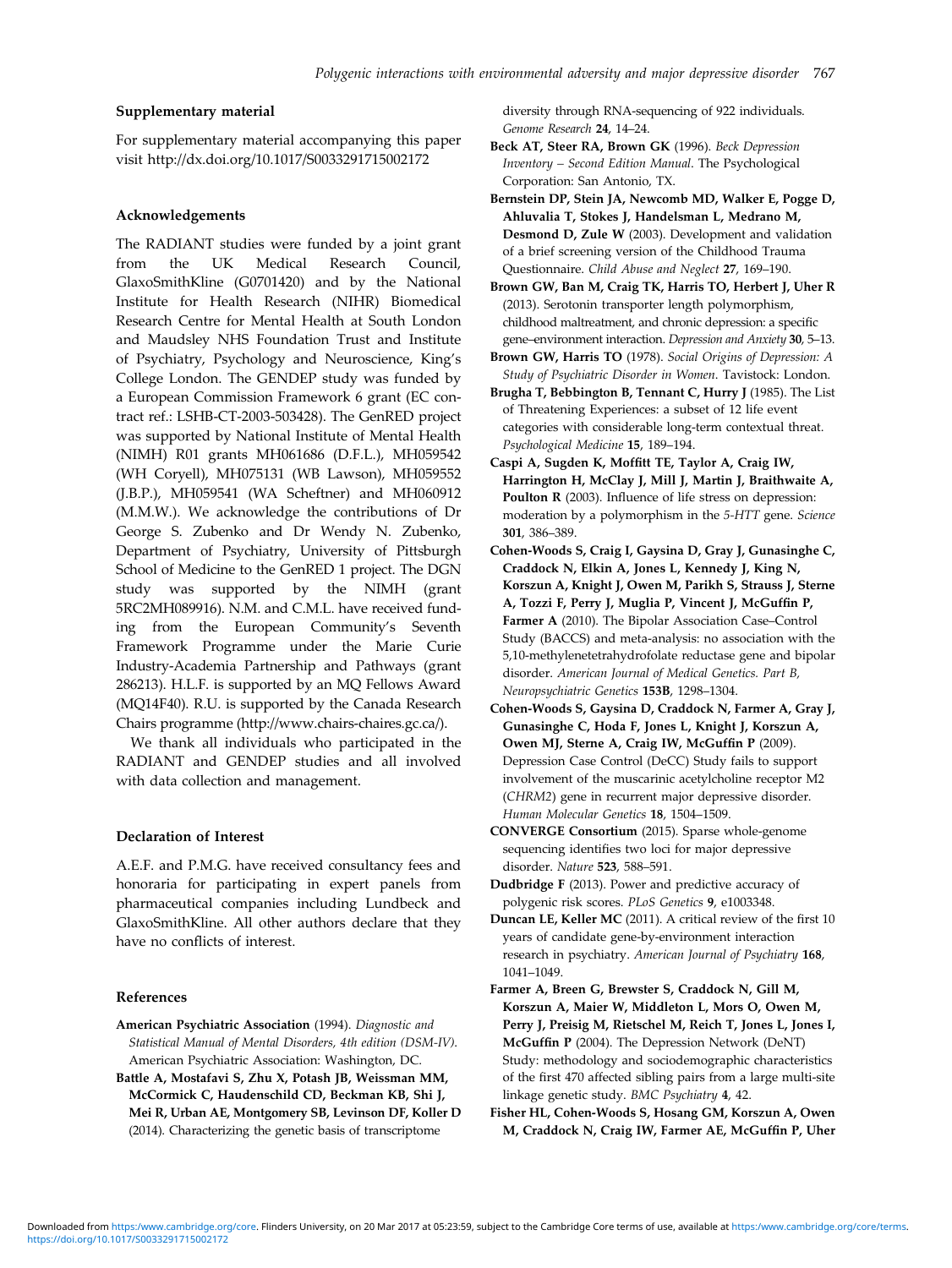### Supplementary material

For supplementary material accompanying this paper visit http://dx.doi.org/10.1017/S0033291715002172

### Acknowledgements

The RADIANT studies were funded by a joint grant from the UK Medical Research Council, GlaxoSmithKline (G0701420) and by the National Institute for Health Research (NIHR) Biomedical Research Centre for Mental Health at South London and Maudsley NHS Foundation Trust and Institute of Psychiatry, Psychology and Neuroscience, King's College London. The GENDEP study was funded by a European Commission Framework 6 grant (EC contract ref.: LSHB-CT-2003-503428). The GenRED project was supported by National Institute of Mental Health (NIMH) R01 grants MH061686 (D.F.L.), MH059542 (WH Coryell), MH075131 (WB Lawson), MH059552 (J.B.P.), MH059541 (WA Scheftner) and MH060912 (M.M.W.). We acknowledge the contributions of Dr George S. Zubenko and Dr Wendy N. Zubenko, Department of Psychiatry, University of Pittsburgh School of Medicine to the GenRED 1 project. The DGN study was supported by the NIMH (grant 5RC2MH089916). N.M. and C.M.L. have received funding from the European Community's Seventh Framework Programme under the Marie Curie Industry-Academia Partnership and Pathways (grant 286213). H.L.F. is supported by an MQ Fellows Award (MQ14F40). R.U. is supported by the Canada Research Chairs programme (http://www.chairs-chaires.gc.ca/).

We thank all individuals who participated in the RADIANT and GENDEP studies and all involved with data collection and management.

### Declaration of Interest

A.E.F. and P.M.G. have received consultancy fees and honoraria for participating in expert panels from pharmaceutical companies including Lundbeck and GlaxoSmithKline. All other authors declare that they have no conflicts of interest.

### References

**American Psychiatric Association** (1994). *Diagnostic and Statistical Manual of Mental Disorders, 4th edition (DSM-IV)*. American Psychiatric Association: Washington, DC.

**Battle A, Mostafavi S, Zhu X, Potash JB, Weissman MM, McCormick C, Haudenschild CD, Beckman KB, Shi J, Mei R, Urban AE, Montgomery SB, Levinson DF, Koller D** (2014). Characterizing the genetic basis of transcriptome diversity through RNA-sequencing of 922 individuals. *Genome Research* **24**, 14–24.

**Beck AT, Steer RA, Brown GK** (1996). *Beck Depression Inventory – Second Edition Manual*. The Psychological Corporation: San Antonio, TX.

**Bernstein DP, Stein JA, Newcomb MD, Walker E, Pogge D, Ahluvalia T, Stokes J, Handelsman L, Medrano M, Desmond D, Zule W** (2003). Development and validation of a brief screening version of the Childhood Trauma Questionnaire. *Child Abuse and Neglect* **27**, 169–190.

**Brown GW, Ban M, Craig TK, Harris TO, Herbert J, Uher R** (2013). Serotonin transporter length polymorphism, childhood maltreatment, and chronic depression: a specific gene–environment interaction. *Depression and Anxiety* **30**, 5–13.

**Brown GW, Harris TO** (1978). *Social Origins of Depression: A Study of Psychiatric Disorder in Women*. Tavistock: London.

**Brugha T, Bebbington B, Tennant C, Hurry J** (1985). The List of Threatening Experiences: a subset of 12 life event categories with considerable long-term contextual threat. *Psychological Medicine* **15**, 189–194.

**Caspi A, Sugden K, Moffitt TE, Taylor A, Craig IW, Harrington H, McClay J, Mill J, Martin J, Braithwaite A, Poulton R** (2003). Influence of life stress on depression: moderation by a polymorphism in the *5-HTT* gene. *Science* **301**, 386–389.

**Cohen-Woods S, Craig I, Gaysina D, Gray J, Gunasinghe C, Craddock N, Elkin A, Jones L, Kennedy J, King N, Korszun A, Knight J, Owen M, Parikh S, Strauss J, Sterne A, Tozzi F, Perry J, Muglia P, Vincent J, McGuffin P, Farmer A** (2010). The Bipolar Association Case–Control Study (BACCS) and meta-analysis: no association with the 5,10-methylenetetrahydrofolate reductase gene and bipolar disorder. *American Journal of Medical Genetics. Part B, Neuropsychiatric Genetics* **153B**, 1298–1304.

**Cohen-Woods S, Gaysina D, Craddock N, Farmer A, Gray J, Gunasinghe C, Hoda F, Jones L, Knight J, Korszun A, Owen MJ, Sterne A, Craig IW, McGuffin P** (2009). Depression Case Control (DeCC) Study fails to support involvement of the muscarinic acetylcholine receptor M2 (*CHRM2*) gene in recurrent major depressive disorder. *Human Molecular Genetics* **18**, 1504–1509.

**CONVERGE Consortium** (2015). Sparse whole-genome sequencing identifies two loci for major depressive disorder. *Nature* **523**, 588–591.

**Dudbridge F** (2013). Power and predictive accuracy of polygenic risk scores. *PLoS Genetics* **9**, e1003348.

**Duncan LE, Keller MC** (2011). A critical review of the first 10 years of candidate gene-by-environment interaction research in psychiatry. *American Journal of Psychiatry* **168**, 1041–1049.

**Farmer A, Breen G, Brewster S, Craddock N, Gill M, Korszun A, Maier W, Middleton L, Mors O, Owen M, Perry J, Preisig M, Rietschel M, Reich T, Jones L, Jones I, McGuffin P** (2004). The Depression Network (DeNT) Study: methodology and sociodemographic characteristics of the first 470 affected sibling pairs from a large multi-site linkage genetic study. *BMC Psychiatry* **4**, 42.

**Fisher HL, Cohen-Woods S, Hosang GM, Korszun A, Owen M, Craddock N, Craig IW, Farmer AE, McGuffin P, Uher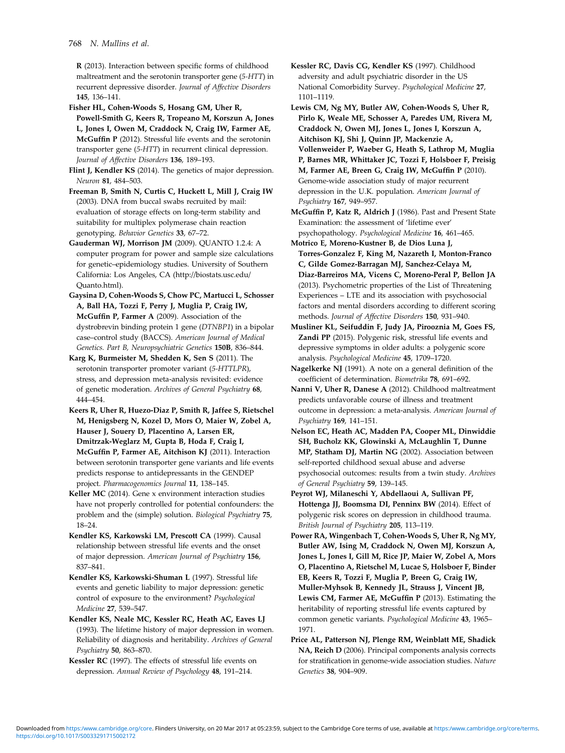R (2013). Interaction between specific forms of childhood maltreatment and the serotonin transporter gene (*5-HTT*) in recurrent depressive disorder. *Journal of Affective Disorders* **145**, 136–141.

**Fisher HL, Cohen-Woods S, Hosang GM, Uher R, Powell-Smith G, Keers R, Tropeano M, Korszun A, Jones L, Jones I, Owen M, Craddock N, Craig IW, Farmer AE, McGuffin P** (2012). Stressful life events and the serotonin transporter gene (*5-HTT*) in recurrent clinical depression. *Journal of Affective Disorders* **136**, 189–193.

**Flint J, Kendler KS** (2014). The genetics of major depression. *Neuron* **81**, 484–503.

**Freeman B, Smith N, Curtis C, Huckett L, Mill J, Craig IW** (2003). DNA from buccal swabs recruited by mail: evaluation of storage effects on long-term stability and suitability for multiplex polymerase chain reaction genotyping. *Behavior Genetics* **33**, 67–72.

**Gauderman WJ, Morrison JM** (2009). QUANTO 1.2.4: A computer program for power and sample size calculations for genetic–epidemiology studies. University of Southern California: Los Angeles, CA (http://biostats.usc.edu/Quanto.html).

**Gaysina D, Cohen-Woods S, Chow PC, Martucci L, Schosser A, Ball HA, Tozzi F, Perry J, Muglia P, Craig IW, McGuffin P, Farmer A** (2009). Association of the dystrobrevin binding protein 1 gene (*DTNBP1*) in a bipolar case–control study (BACCS). *American Journal of Medical Genetics. Part B, Neuropsychiatric Genetics* **150B**, 836–844.

**Karg K, Burmeister M, Shedden K, Sen S** (2011). The serotonin transporter promoter variant (*5-HTTLPR*), stress, and depression meta-analysis revisited: evidence of genetic moderation. *Archives of General Psychiatry* **68**, 444–454.

**Keers R, Uher R, Huezo-Diaz P, Smith R, Jaffee S, Rietschel M, Henigsberg N, Kozel D, Mors O, Maier W, Zobel A, Hauser J, Souery D, Placentino A, Larsen ER, Dmitrzak-Weglarz M, Gupta B, Hoda F, Craig I, McGuffin P, Farmer AE, Aitchison KJ** (2011). Interaction between serotonin transporter gene variants and life events predicts response to antidepressants in the GENDEP project. *Pharmacogenomics Journal* **11**, 138–145.

**Keller MC** (2014). Gene x environment interaction studies have not properly controlled for potential confounders: the problem and the (simple) solution. *Biological Psychiatry* **75**, 18–24.

**Kendler KS, Karkowski LM, Prescott CA** (1999). Causal relationship between stressful life events and the onset of major depression. *American Journal of Psychiatry* **156**, 837–841.

**Kendler KS, Karkowski-Shuman L** (1997). Stressful life events and genetic liability to major depression: genetic control of exposure to the environment? *Psychological Medicine* **27**, 539–547.

**Kendler KS, Neale MC, Kessler RC, Heath AC, Eaves LJ** (1993). The lifetime history of major depression in women. Reliability of diagnosis and heritability. *Archives of General Psychiatry* **50**, 863–870.

**Kessler RC** (1997). The effects of stressful life events on depression. *Annual Review of Psychology* **48**, 191–214.

**Kessler RC, Davis CG, Kendler KS** (1997). Childhood adversity and adult psychiatric disorder in the US National Comorbidity Survey. *Psychological Medicine* **27**, 1101–1119.

**Lewis CM, Ng MY, Butler AW, Cohen-Woods S, Uher R, Pirlo K, Weale ME, Schosser A, Paredes UM, Rivera M, Craddock N, Owen MJ, Jones L, Jones I, Korszun A, Aitchison KJ, Shi J, Quinn JP, Mackenzie A, Vollenweider P, Waeber G, Heath S, Lathrop M, Muglia P, Barnes MR, Whittaker JC, Tozzi F, Holsboer F, Preisig M, Farmer AE, Breen G, Craig IW, McGuffin P** (2010). Genome-wide association study of major recurrent depression in the U.K. population. *American Journal of Psychiatry* **167**, 949–957.

**McGuffin P, Katz R, Aldrich J** (1986). Past and Present State Examination: the assessment of 'lifetime ever' psychopathology. *Psychological Medicine* **16**, 461–465.

**Motrico E, Moreno-Kustner B, de Dios Luna J, Torres-Gonzalez F, King M, Nazareth I, Monton-Franco C, Gilde Gomez-Barragan MJ, Sanchez-Celaya M, Diaz-Barreiros MA, Vicens C, Moreno-Peral P, Bellon JA** (2013). Psychometric properties of the List of Threatening Experiences – LTE and its association with psychosocial factors and mental disorders according to different scoring methods. *Journal of Affective Disorders* **150**, 931–940.

**Musliner KL, Seifuddin F, Judy JA, Pirooznia M, Goes FS, Zandi PP** (2015). Polygenic risk, stressful life events and depressive symptoms in older adults: a polygenic score analysis. *Psychological Medicine* **45**, 1709–1720.

**Nagelkerke NJ** (1991). A note on a general definition of the coefficient of determination. *Biometrika* **78**, 691–692.

**Nanni V, Uher R, Danese A** (2012). Childhood maltreatment predicts unfavorable course of illness and treatment outcome in depression: a meta-analysis. *American Journal of Psychiatry* **169**, 141–151.

**Nelson EC, Heath AC, Madden PA, Cooper ML, Dinwiddie SH, Bucholz KK, Glowinski A, McLaughlin T, Dunne MP, Statham DJ, Martin NG** (2002). Association between self-reported childhood sexual abuse and adverse psychosocial outcomes: results from a twin study. *Archives of General Psychiatry* **59**, 139–145.

**Peyrot WJ, Milaneschi Y, Abdellaoui A, Sullivan PF, Hottenga JJ, Boomsma DI, Penninx BW** (2014). Effect of polygenic risk scores on depression in childhood trauma. *British Journal of Psychiatry* **205**, 113–119.

**Power RA, Wingenbach T, Cohen-Woods S, Uher R, Ng MY, Butler AW, Ising M, Craddock N, Owen MJ, Korszun A, Jones L, Jones I, Gill M, Rice JP, Maier W, Zobel A, Mors O, Placentino A, Rietschel M, Lucae S, Holsboer F, Binder EB, Keers R, Tozzi F, Muglia P, Breen G, Craig IW, Muller-Myhsok B, Kennedy JL, Strauss J, Vincent JB, Lewis CM, Farmer AE, McGuffin P** (2013). Estimating the heritability of reporting stressful life events captured by common genetic variants. *Psychological Medicine* **43**, 1965–1971.

**Price AL, Patterson NJ, Plenge RM, Weinblatt ME, Shadick NA, Reich D** (2006). Principal components analysis corrects for stratification in genome-wide association studies. *Nature Genetics* **38**, 904–909.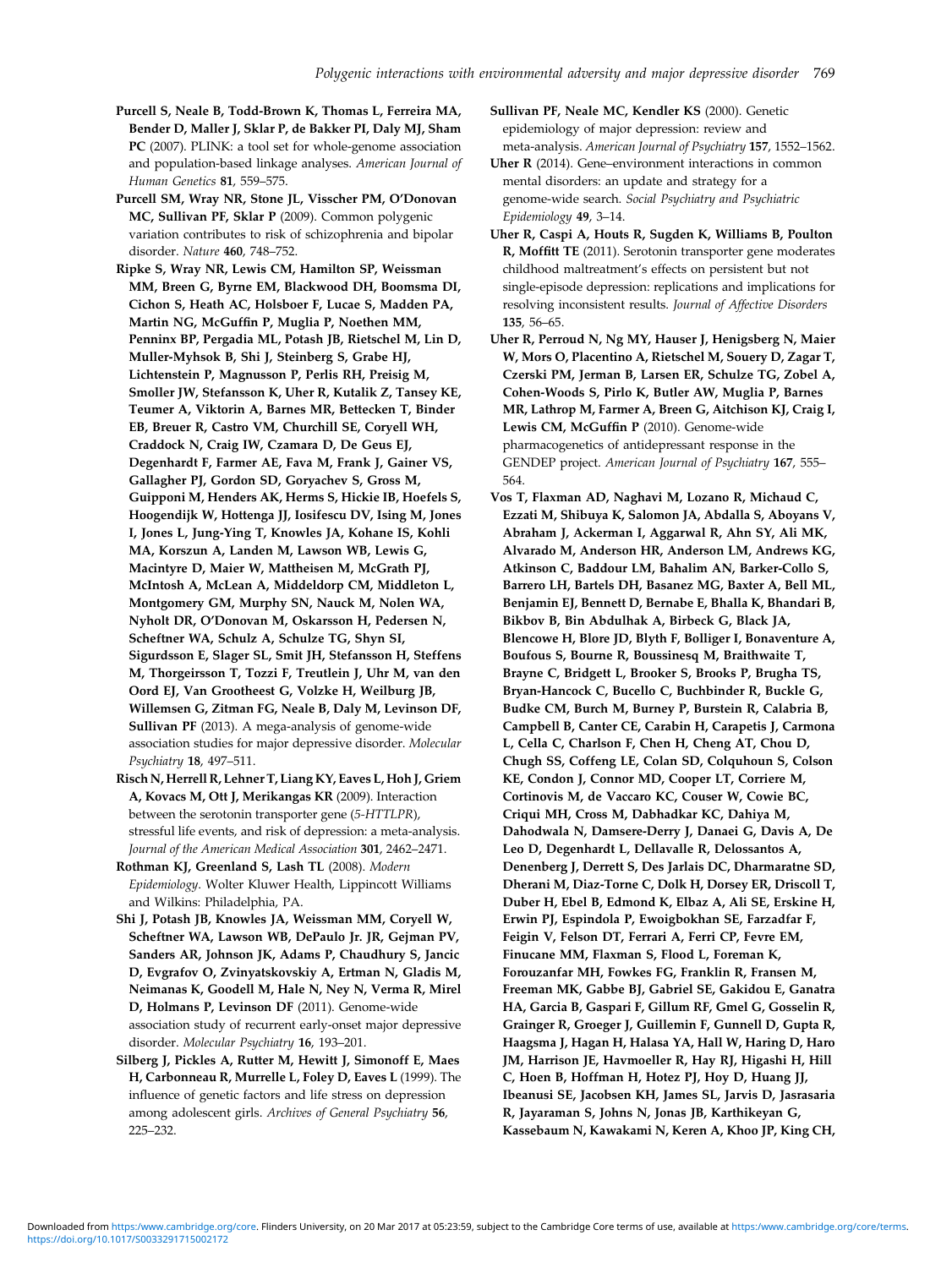**Purcell S, Neale B, Todd-Brown K, Thomas L, Ferreira MA, Bender D, Maller J, Sklar P, de Bakker PI, Daly MJ, Sham PC** (2007). PLINK: a tool set for whole-genome association and population-based linkage analyses. *American Journal of Human Genetics* **81**, 559–575.

**Purcell SM, Wray NR, Stone JL, Visscher PM, O'Donovan MC, Sullivan PF, Sklar P** (2009). Common polygenic variation contributes to risk of schizophrenia and bipolar disorder. *Nature* **460**, 748–752.

**Ripke S, Wray NR, Lewis CM, Hamilton SP, Weissman MM, Breen G, Byrne EM, Blackwood DH, Boomsma DI, Cichon S, Heath AC, Holsboer F, Lucae S, Madden PA, Martin NG, McGuffin P, Muglia P, Noethen MM, Penninx BP, Pergadia ML, Potash JB, Rietschel M, Lin D, Muller-Myhsok B, Shi J, Steinberg S, Grabe HJ, Lichtenstein P, Magnusson P, Perlis RH, Preisig M, Smoller JW, Stefansson K, Uher R, Kutalik Z, Tansey KE, Teumer A, Viktorin A, Barnes MR, Bettecken T, Binder EB, Breuer R, Castro VM, Churchill SE, Coryell WH, Craddock N, Craig IW, Czamara D, De Geus EJ, Degenhardt F, Farmer AE, Fava M, Frank J, Gainer VS, Gallagher PJ, Gordon SD, Goryachev S, Gross M, Guipponi M, Henders AK, Herms S, Hickie IB, Hoefels S, Hoogendijk W, Hottenga JJ, Iosifescu DV, Ising M, Jones I, Jones L, Jung-Ying T, Knowles JA, Kohane IS, Kohli MA, Korszun A, Landen M, Lawson WB, Lewis G, Macintyre D, Maier W, Mattheisen M, McGrath PJ, McIntosh A, McLean A, Middeldorp CM, Middleton L, Montgomery GM, Murphy SN, Nauck M, Nolen WA, Nyholt DR, O'Donovan M, Oskarsson H, Pedersen N, Scheftner WA, Schulz A, Schulze TG, Shyn SI, Sigurdsson E, Slager SL, Smit JH, Stefansson H, Steffens M, Thorgeirsson T, Tozzi F, Treutlein J, Uhr M, van den Oord EJ, Van Grootheest G, Volzke H, Weilburg JB, Willemsen G, Zitman FG, Neale B, Daly M, Levinson DF, Sullivan PF** (2013). A mega-analysis of genome-wide association studies for major depressive disorder. *Molecular Psychiatry* **18**, 497–511.

**Risch N, Herrell R, Lehner T, Liang KY, Eaves L, Hoh J, Griem A, Kovacs M, Ott J, Merikangas KR** (2009). Interaction between the serotonin transporter gene (*5-HTTLPR*), stressful life events, and risk of depression: a meta-analysis. *Journal of the American Medical Association* **301**, 2462–2471.

**Rothman KJ, Greenland S, Lash TL** (2008). *Modern Epidemiology*. Wolter Kluwer Health, Lippincott Williams and Wilkins: Philadelphia, PA.

**Shi J, Potash JB, Knowles JA, Weissman MM, Coryell W, Scheftner WA, Lawson WB, DePaulo Jr. JR, Gejman PV, Sanders AR, Johnson JK, Adams P, Chaudhury S, Jancic D, Evgrafov O, Zvinyatskovskiy A, Ertman N, Gladis M, Neimanas K, Goodell M, Hale N, Ney N, Verma R, Mirel D, Holmans P, Levinson DF** (2011). Genome-wide association study of recurrent early-onset major depressive disorder. *Molecular Psychiatry* **16**, 193–201.

**Silberg J, Pickles A, Rutter M, Hewitt J, Simonoff E, Maes H, Carbonneau R, Murrelle L, Foley D, Eaves L** (1999). The influence of genetic factors and life stress on depression among adolescent girls. *Archives of General Psychiatry* **56**, 225–232.

**Sullivan PF, Neale MC, Kendler KS** (2000). Genetic epidemiology of major depression: review and meta-analysis. *American Journal of Psychiatry* **157**, 1552–1562.

**Uher R** (2014). Gene–environment interactions in common mental disorders: an update and strategy for a genome-wide search. *Social Psychiatry and Psychiatric Epidemiology* **49**, 3–14.

**Uher R, Caspi A, Houts R, Sugden K, Williams B, Poulton R, Moffitt TE** (2011). Serotonin transporter gene moderates childhood maltreatment's effects on persistent but not single-episode depression: replications and implications for resolving inconsistent results. *Journal of Affective Disorders* **135**, 56–65.

**Uher R, Perroud N, Ng MY, Hauser J, Henigsberg N, Maier W, Mors O, Placentino A, Rietschel M, Souery D, Zagar T, Czerski PM, Jerman B, Larsen ER, Schulze TG, Zobel A, Cohen-Woods S, Pirlo K, Butler AW, Muglia P, Barnes MR, Lathrop M, Farmer A, Breen G, Aitchison KJ, Craig I, Lewis CM, McGuffin P** (2010). Genome-wide pharmacogenetics of antidepressant response in the GENDEP project. *American Journal of Psychiatry* **167**, 555–564.

**Vos T, Flaxman AD, Naghavi M, Lozano R, Michaud C, Ezzati M, Shibuya K, Salomon JA, Abdalla S, Aboyans V, Abraham J, Ackerman I, Aggarwal R, Ahn SY, Ali MK, Alvarado M, Anderson HR, Anderson LM, Andrews KG, Atkinson C, Baddour LM, Bahalim AN, Barker-Collo S, Barrero LH, Bartels DH, Basanez MG, Baxter A, Bell ML, Benjamin EJ, Bennett D, Bernabe E, Bhalla K, Bhandari B, Bikbov B, Bin Abdulhak A, Birbeck G, Black JA, Blencowe H, Blore JD, Blyth F, Bolliger I, Bonaventure A, Boufous S, Bourne R, Boussinesq M, Braithwaite T, Brayne C, Bridgett L, Brooker S, Brooks P, Brugha TS, Bryan-Hancock C, Bucello C, Buchbinder R, Buckle G, Budke CM, Burch M, Burney P, Burstein R, Calabria B, Campbell B, Canter CE, Carabin H, Carapetis J, Carmona L, Cella C, Charlson F, Chen H, Cheng AT, Chou D, Chugh SS, Coffeng LE, Colan SD, Colquhoun S, Colson KE, Condon J, Connor MD, Cooper LT, Corriere M, Cortinovis M, de Vaccaro KC, Couser W, Cowie BC, Criqui MH, Cross M, Dabhadkar KC, Dahiya M, Dahodwala N, Damsere-Derry J, Danaei G, Davis A, De Leo D, Degenhardt L, Dellavalle R, Delossantos A, Denenberg J, Derrett S, Des Jarlais DC, Dharmaratne SD, Dherani M, Diaz-Torne C, Dolk H, Dorsey ER, Driscoll T, Duber H, Ebel B, Edmond K, Elbaz A, Ali SE, Erskine H, Erwin PJ, Espindola P, Ewoigbokhan SE, Farzadfar F, Feigin V, Felson DT, Ferrari A, Ferri CP, Fevre EM, Finucane MM, Flaxman S, Flood L, Foreman K, Forouzanfar MH, Fowkes FG, Franklin R, Fransen M, Freeman MK, Gabbe BJ, Gabriel SE, Gakidou E, Ganatra HA, Garcia B, Gaspari F, Gillum RF, Gmel G, Gosselin R, Grainger R, Groeger J, Guillemin F, Gunnell D, Gupta R, Haagsma J, Hagan H, Halasa YA, Hall W, Haring D, Haro JM, Harrison JE, Havmoeller R, Hay RJ, Higashi H, Hill C, Hoen B, Hoffman H, Hotez PJ, Hoy D, Huang JJ, Ibeanusi SE, Jacobsen KH, James SL, Jarvis D, Jasrasaria R, Jayaraman S, Johns N, Jonas JB, Karthikeyan G, Kassebaum N, Kawakami N, Keren A, Khoo JP, King CH,**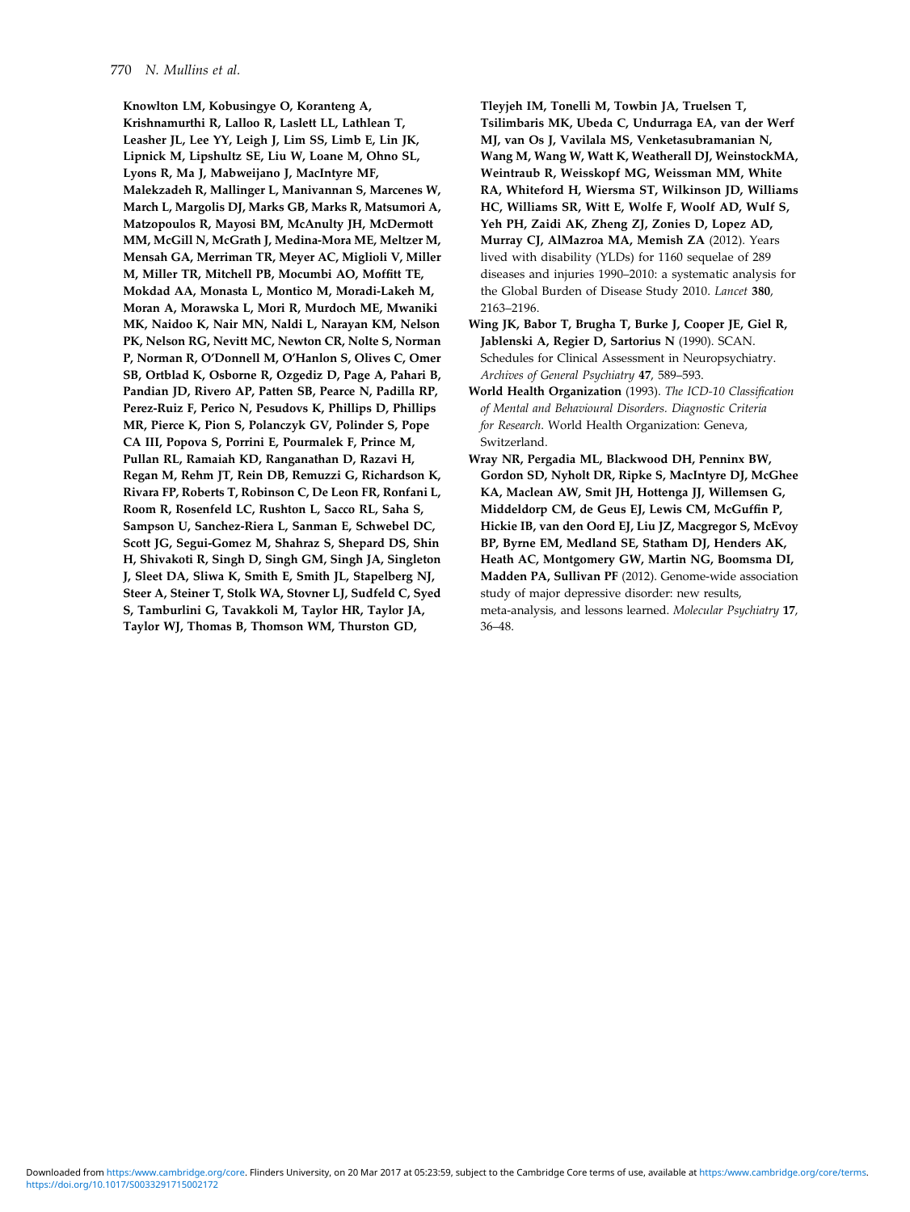Knowlton LM, Kobusingye O, Koranteng A, Krishnamurthi R, Lalloo R, Laslett LL, Lathlean T, Leasher JL, Lee YY, Leigh J, Lim SS, Limb E, Lin JK, Lipnick M, Lipshultz SE, Liu W, Loane M, Ohno SL, Lyons R, Ma J, Mabweijano J, MacIntyre MF, Malekzadeh R, Mallinger L, Manivannan S, Marcenes W, March L, Margolis DJ, Marks GB, Marks R, Matsumori A, Matzopoulos R, Mayosi BM, McAnulty JH, McDermott MM, McGill N, McGrath J, Medina-Mora ME, Meltzer M, Mensah GA, Merriman TR, Meyer AC, Miglioli V, Miller M, Miller TR, Mitchell PB, Mocumbi AO, Moffitt TE, Mokdad AA, Monasta L, Montico M, Moradi-Lakeh M, Moran A, Morawska L, Mori R, Murdoch ME, Mwaniki MK, Naidoo K, Nair MN, Naldi L, Narayan KM, Nelson PK, Nelson RG, Nevitt MC, Newton CR, Nolte S, Norman P, Norman R, O'Donnell M, O'Hanlon S, Olives C, Omer SB, Ortblad K, Osborne R, Ozgediz D, Page A, Pahari B, Pandian JD, Rivero AP, Patten SB, Pearce N, Padilla RP, Perez-Ruiz F, Perico N, Pesudovs K, Phillips D, Phillips MR, Pierce K, Pion S, Polanczyk GV, Polinder S, Pope CA III, Popova S, Porrini E, Pourmalek F, Prince M, Pullan RL, Ramaiah KD, Ranganathan D, Razavi H, Regan M, Rehm JT, Rein DB, Remuzzi G, Richardson K, Rivara FP, Roberts T, Robinson C, De Leon FR, Ronfani L, Room R, Rosenfeld LC, Rushton L, Sacco RL, Saha S, Sampson U, Sanchez-Riera L, Sanman E, Schwebel DC, Scott JG, Segui-Gomez M, Shahraz S, Shepard DS, Shin H, Shivakoti R, Singh D, Singh GM, Singh JA, Singleton J, Sleet DA, Sliwa K, Smith E, Smith JL, Stapelberg NJ, Steer A, Steiner T, Stolk WA, Stovner LJ, Sudfeld C, Syed S, Tamburlini G, Tavakkoli M, Taylor HR, Taylor JA, Taylor WJ, Thomas B, Thomson WM, Thurston GD, Tleyjeh IM, Tonelli M, Towbin JA, Truelsen T, Tsilimbaris MK, Ubeda C, Undurraga EA, van der Werf MJ, van Os J, Vavilala MS, Venketasubramanian N, Wang M, Wang W, Watt K, Weatherall DJ, WeinstockMA, Weintraub R, Weisskopf MG, Weissman MM, White RA, Whiteford H, Wiersma ST, Wilkinson JD, Williams HC, Williams SR, Witt E, Wolfe F, Woolf AD, Wulf S, Yeh PH, Zaidi AK, Zheng ZJ, Zonies D, Lopez AD, Murray CJ, AlMazroa MA, Memish ZA (2012). Years lived with disability (YLDs) for 1160 sequelae of 289 diseases and injuries 1990–2010: a systematic analysis for the Global Burden of Disease Study 2010. *Lancet* **380**, 2163–2196.

**Wing JK, Babor T, Brugha T, Burke J, Cooper JE, Giel R, Jablenski A, Regier D, Sartorius N** (1990). SCAN. Schedules for Clinical Assessment in Neuropsychiatry. *Archives of General Psychiatry* **47**, 589–593.

**World Health Organization** (1993). *The ICD-10 Classification of Mental and Behavioural Disorders. Diagnostic Criteria for Research*. World Health Organization: Geneva, Switzerland.

**Wray NR, Pergadia ML, Blackwood DH, Penninx BW, Gordon SD, Nyholt DR, Ripke S, MacIntyre DJ, McGhee KA, Maclean AW, Smit JH, Hottenga JJ, Willemsen G, Middeldorp CM, de Geus EJ, Lewis CM, McGuffin P, Hickie IB, van den Oord EJ, Liu JZ, Macgregor S, McEvoy BP, Byrne EM, Medland SE, Statham DJ, Henders AK, Heath AC, Montgomery GW, Martin NG, Boomsma DI, Madden PA, Sullivan PF** (2012). Genome-wide association study of major depressive disorder: new results, meta-analysis, and lessons learned. *Molecular Psychiatry* **17**, 36–48.